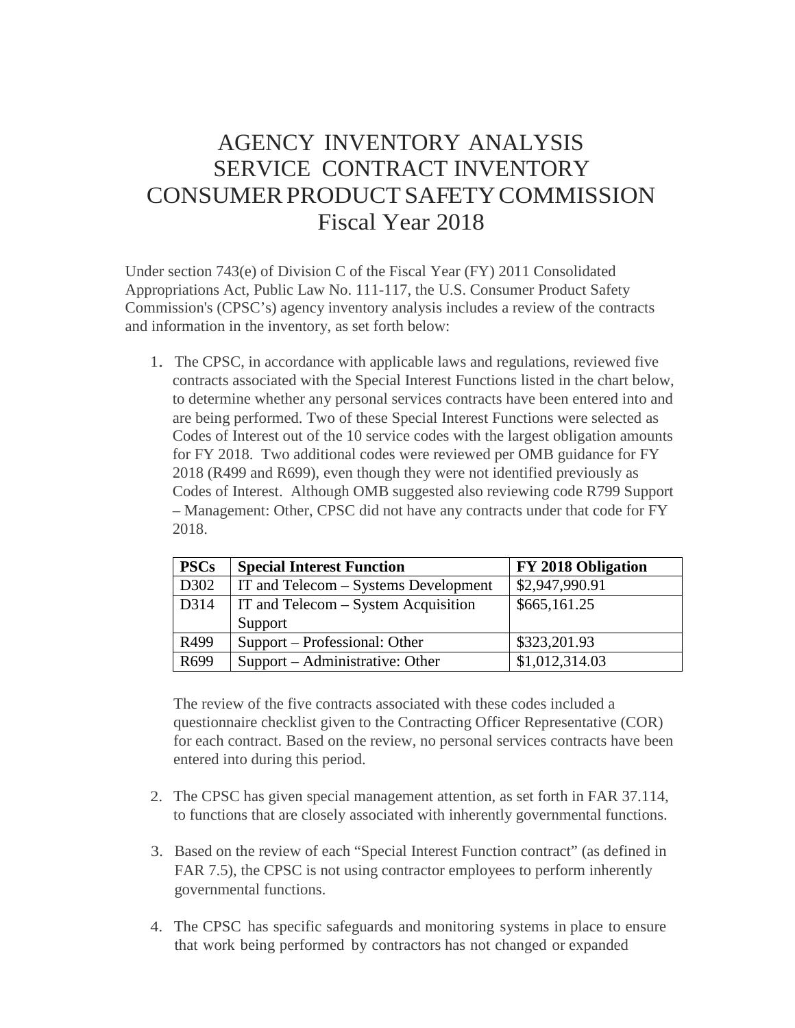# AGENCY INVENTORY ANALYSIS
# SERVICE CONTRACT INVENTORY
# CONSUMER PRODUCT SAFETY COMMISSION
# Fiscal Year 2018

Under section 743(e) of Division C of the Fiscal Year (FY) 2011 Consolidated Appropriations Act, Public Law No. 111-117, the U.S. Consumer Product Safety Commission's (CPSC's) agency inventory analysis includes a review of the contracts and information in the inventory, as set forth below:

1. The CPSC, in accordance with applicable laws and regulations, reviewed five contracts associated with the Special Interest Functions listed in the chart below, to determine whether any personal services contracts have been entered into and are being performed. Two of these Special Interest Functions were selected as Codes of Interest out of the 10 service codes with the largest obligation amounts for FY 2018. Two additional codes were reviewed per OMB guidance for FY 2018 (R499 and R699), even though they were not identified previously as Codes of Interest. Although OMB suggested also reviewing code R799 Support – Management: Other, CPSC did not have any contracts under that code for FY 2018.

   | PSCs | Special Interest Function | FY 2018 Obligation |
   |---|---|---|
   | D302 | IT and Telecom – Systems Development | $2,947,990.91 |
   | D314 | IT and Telecom – System Acquisition Support | $665,161.25 |
   | R499 | Support – Professional: Other | $323,201.93 |
   | R699 | Support – Administrative: Other | $1,012,314.03 |

   The review of the five contracts associated with these codes included a questionnaire checklist given to the Contracting Officer Representative (COR) for each contract. Based on the review, no personal services contracts have been entered into during this period.

2. The CPSC has given special management attention, as set forth in FAR 37.114, to functions that are closely associated with inherently governmental functions.

3. Based on the review of each "Special Interest Function contract" (as defined in FAR 7.5), the CPSC is not using contractor employees to perform inherently governmental functions.

4. The CPSC has specific safeguards and monitoring systems in place to ensure that work being performed by contractors has not changed or expanded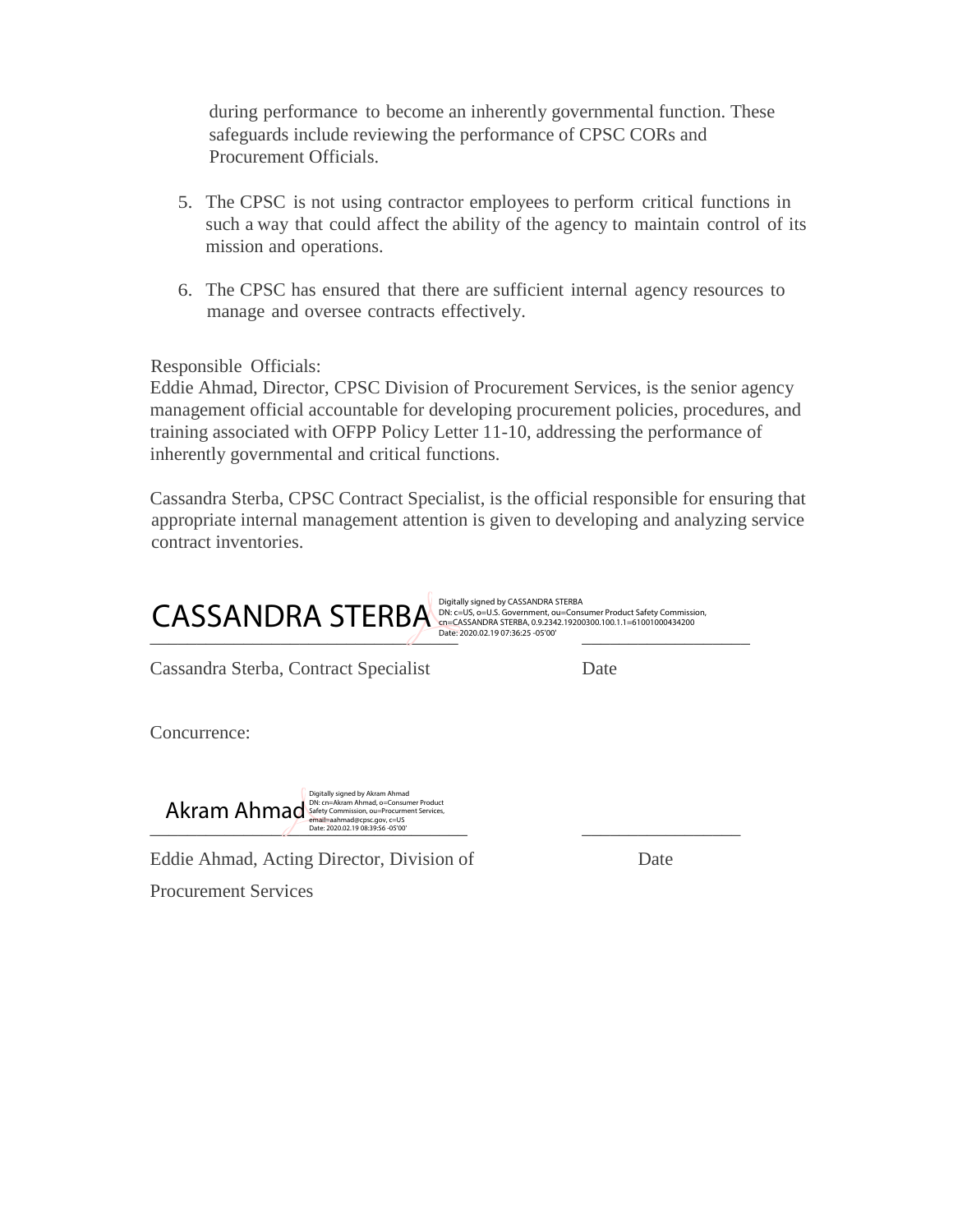during performance to become an inherently governmental function. These safeguards include reviewing the performance of CPSC CORs and Procurement Officials.

5. The CPSC is not using contractor employees to perform critical functions in such a way that could affect the ability of the agency to maintain control of its mission and operations.

6. The CPSC has ensured that there are sufficient internal agency resources to manage and oversee contracts effectively.

Responsible Officials:
Eddie Ahmad, Director, CPSC Division of Procurement Services, is the senior agency management official accountable for developing procurement policies, procedures, and training associated with OFPP Policy Letter 11-10, addressing the performance of inherently governmental and critical functions.

Cassandra Sterba, CPSC Contract Specialist, is the official responsible for ensuring that appropriate internal management attention is given to developing and analyzing service contract inventories.

CASSANDRA STERBA
Digitally signed by CASSANDRA STERBA
DN: c=US, o=U.S. Government, ou=Consumer Product Safety Commission, cn=CASSANDRA STERBA, 0.9.2342.19200300.100.1.1=61001000434200
Date: 2020.02.19 07:36:25 -05'00'

______________________________ ____________________

Cassandra Sterba, Contract Specialist Date

Concurrence:

Akram Ahmad
Digitally signed by Akram Ahmad
DN: cn=Akram Ahmad, o=Consumer Product Safety Commission, ou=Procurment Services, email=aahmad@cpsc.gov, c=US
Date: 2020.02.19 08:39:56 -05'00'

______________________________ ____________________

Eddie Ahmad, Acting Director, Division of Procurement Services Date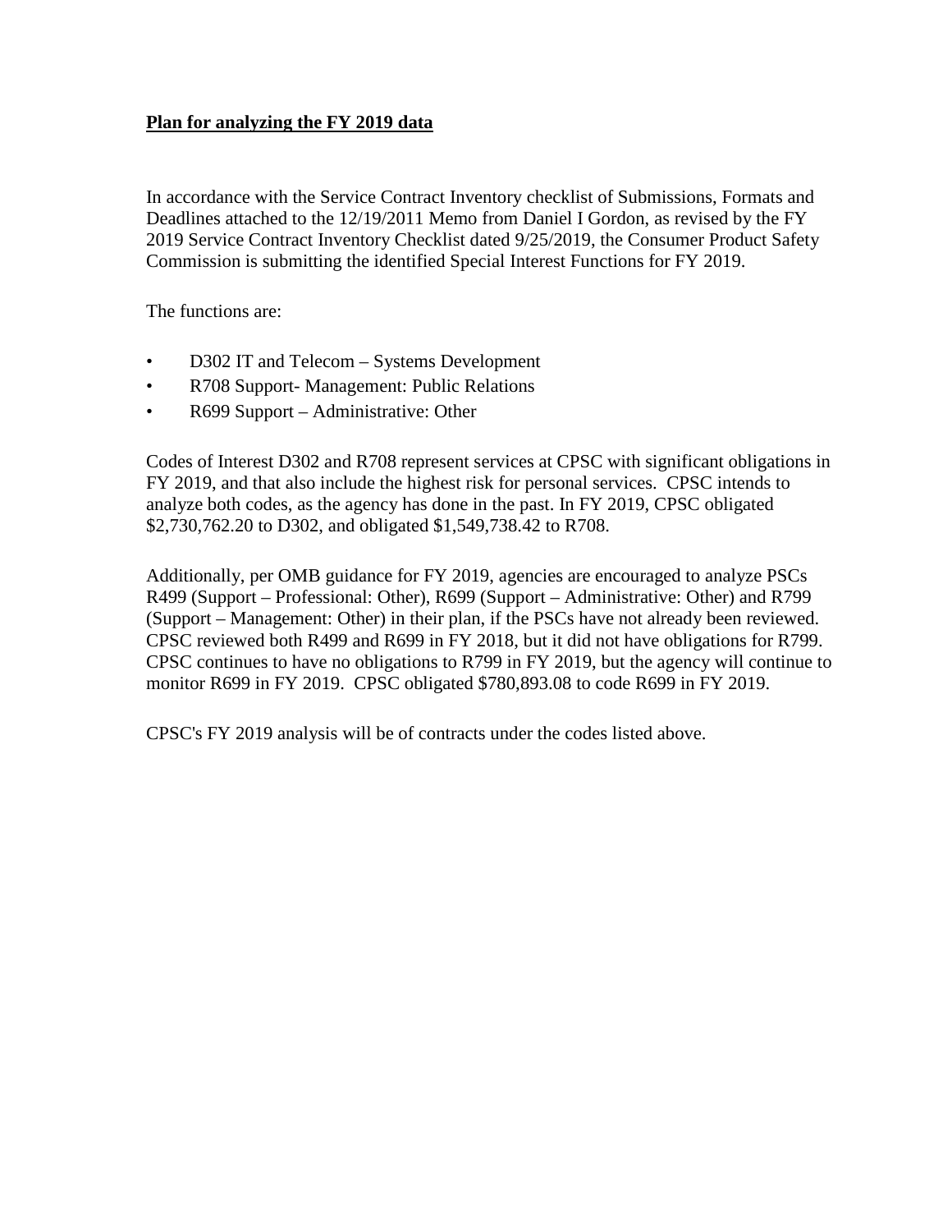**Plan for analyzing the FY 2019 data**

In accordance with the Service Contract Inventory checklist of Submissions, Formats and Deadlines attached to the 12/19/2011 Memo from Daniel I Gordon, as revised by the FY 2019 Service Contract Inventory Checklist dated 9/25/2019, the Consumer Product Safety Commission is submitting the identified Special Interest Functions for FY 2019.

The functions are:

- D302 IT and Telecom – Systems Development
- R708 Support- Management: Public Relations
- R699 Support – Administrative: Other

Codes of Interest D302 and R708 represent services at CPSC with significant obligations in FY 2019, and that also include the highest risk for personal services. CPSC intends to analyze both codes, as the agency has done in the past. In FY 2019, CPSC obligated $2,730,762.20 to D302, and obligated $1,549,738.42 to R708.

Additionally, per OMB guidance for FY 2019, agencies are encouraged to analyze PSCs R499 (Support – Professional: Other), R699 (Support – Administrative: Other) and R799 (Support – Management: Other) in their plan, if the PSCs have not already been reviewed. CPSC reviewed both R499 and R699 in FY 2018, but it did not have obligations for R799. CPSC continues to have no obligations to R799 in FY 2019, but the agency will continue to monitor R699 in FY 2019. CPSC obligated $780,893.08 to code R699 in FY 2019.

CPSC's FY 2019 analysis will be of contracts under the codes listed above.